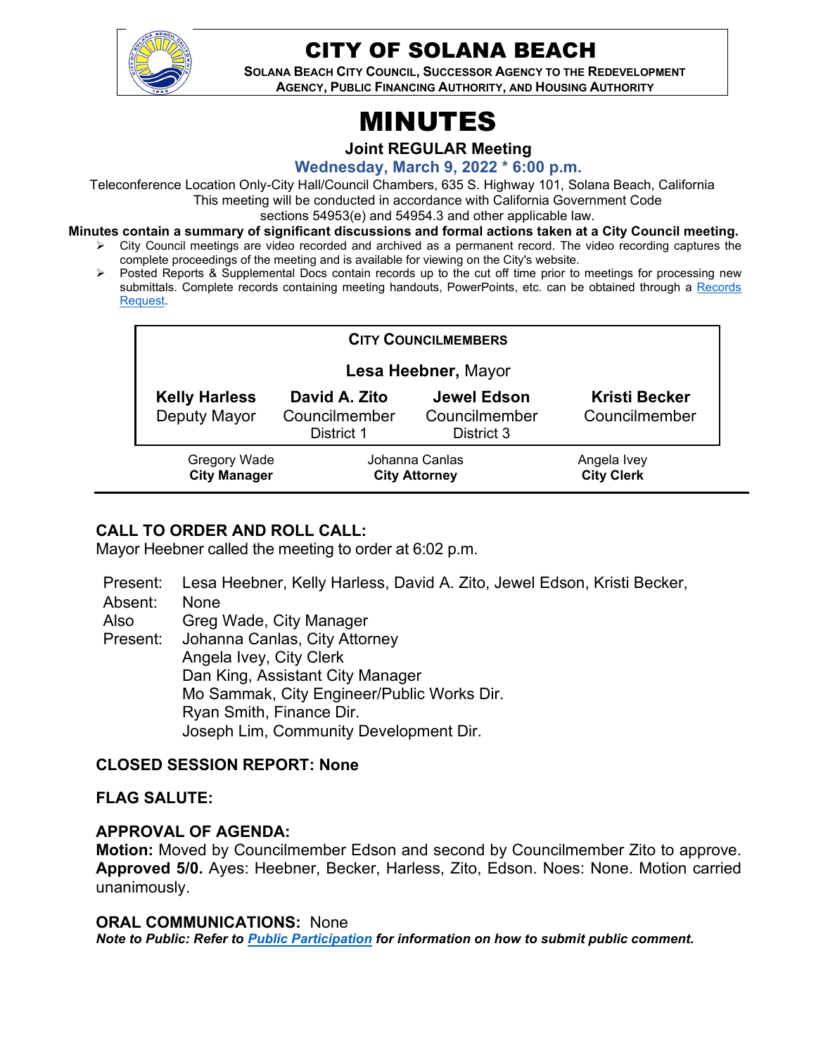# CITY OF SOLANA BEACH

**SOLANA BEACH CITY COUNCIL, SUCCESSOR AGENCY TO THE REDEVELOPMENT AGENCY, PUBLIC FINANCING AUTHORITY, AND HOUSING AUTHORITY**

# MINUTES

**Joint REGULAR Meeting**

**Wednesday, March 9, 2022 * 6:00 p.m.**

Teleconference Location Only-City Hall/Council Chambers, 635 S. Highway 101, Solana Beach, California
This meeting will be conducted in accordance with California Government Code sections 54953(e) and 54954.3 and other applicable law.

**Minutes contain a summary of significant discussions and formal actions taken at a City Council meeting.**

- City Council meetings are video recorded and archived as a permanent record. The video recording captures the complete proceedings of the meeting and is available for viewing on the City's website.
- Posted Reports & Supplemental Docs contain records up to the cut off time prior to meetings for processing new submittals. Complete records containing meeting handouts, PowerPoints, etc. can be obtained through a Records Request.

**CITY COUNCILMEMBERS**

**Lesa Heebner,** Mayor

| **Kelly Harless** Deputy Mayor | **David A. Zito** Councilmember District 1 | **Jewel Edson** Councilmember District 3 | **Kristi Becker** Councilmember |
|---|---|---|---|

| Gregory Wade **City Manager** | Johanna Canlas **City Attorney** | Angela Ivey **City Clerk** |
|---|---|---|

## CALL TO ORDER AND ROLL CALL:

Mayor Heebner called the meeting to order at 6:02 p.m.

Present: Lesa Heebner, Kelly Harless, David A. Zito, Jewel Edson, Kristi Becker,
Absent: None
Also Present: Greg Wade, City Manager
Johanna Canlas, City Attorney
Angela Ivey, City Clerk
Dan King, Assistant City Manager
Mo Sammak, City Engineer/Public Works Dir.
Ryan Smith, Finance Dir.
Joseph Lim, Community Development Dir.

## CLOSED SESSION REPORT: None

## FLAG SALUTE:

## APPROVAL OF AGENDA:

**Motion:** Moved by Councilmember Edson and second by Councilmember Zito to approve. **Approved 5/0.** Ayes: Heebner, Becker, Harless, Zito, Edson. Noes: None. Motion carried unanimously.

## ORAL COMMUNICATIONS: None

***Note to Public: Refer to Public Participation for information on how to submit public comment.***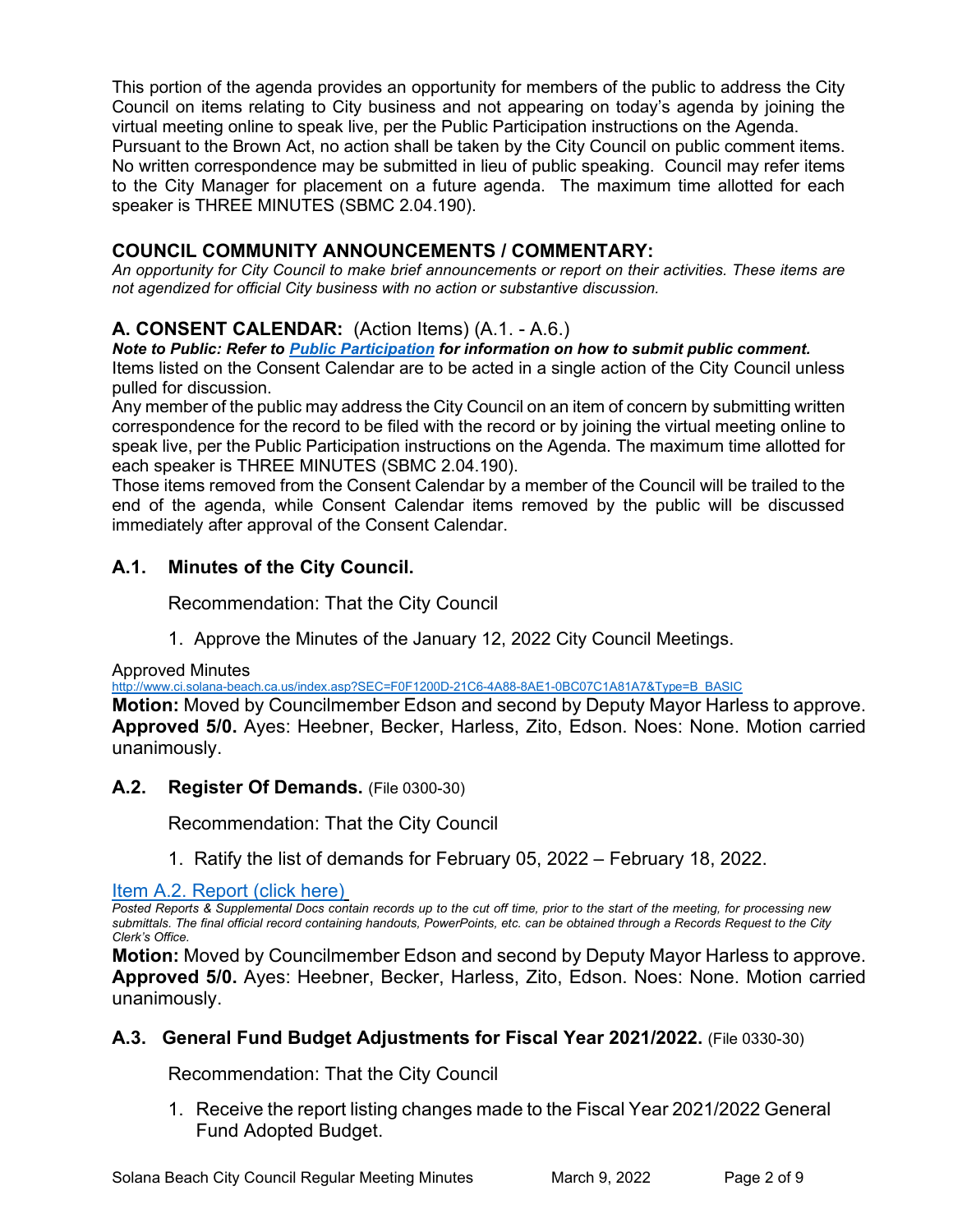This portion of the agenda provides an opportunity for members of the public to address the City Council on items relating to City business and not appearing on today's agenda by joining the virtual meeting online to speak live, per the Public Participation instructions on the Agenda. Pursuant to the Brown Act, no action shall be taken by the City Council on public comment items. No written correspondence may be submitted in lieu of public speaking. Council may refer items to the City Manager for placement on a future agenda. The maximum time allotted for each speaker is THREE MINUTES (SBMC 2.04.190).

## COUNCIL COMMUNITY ANNOUNCEMENTS / COMMENTARY:

*An opportunity for City Council to make brief announcements or report on their activities. These items are not agendized for official City business with no action or substantive discussion.*

## A. CONSENT CALENDAR: (Action Items) (A.1. - A.6.)

***Note to Public: Refer to [Public Participation](#) for information on how to submit public comment.***

Items listed on the Consent Calendar are to be acted in a single action of the City Council unless pulled for discussion.

Any member of the public may address the City Council on an item of concern by submitting written correspondence for the record to be filed with the record or by joining the virtual meeting online to speak live, per the Public Participation instructions on the Agenda. The maximum time allotted for each speaker is THREE MINUTES (SBMC 2.04.190).

Those items removed from the Consent Calendar by a member of the Council will be trailed to the end of the agenda, while Consent Calendar items removed by the public will be discussed immediately after approval of the Consent Calendar.

### A.1. Minutes of the City Council.

Recommendation: That the City Council

1. Approve the Minutes of the January 12, 2022 City Council Meetings.

Approved Minutes
http://www.ci.solana-beach.ca.us/index.asp?SEC=F0F1200D-21C6-4A88-8AE1-0BC07C1A81A7&Type=B_BASIC

**Motion:** Moved by Councilmember Edson and second by Deputy Mayor Harless to approve. **Approved 5/0.** Ayes: Heebner, Becker, Harless, Zito, Edson. Noes: None. Motion carried unanimously.

### A.2. Register Of Demands. (File 0300-30)

Recommendation: That the City Council

1. Ratify the list of demands for February 05, 2022 – February 18, 2022.

[Item A.2. Report (click here)](#)

*Posted Reports & Supplemental Docs contain records up to the cut off time, prior to the start of the meeting, for processing new submittals. The final official record containing handouts, PowerPoints, etc. can be obtained through a Records Request to the City Clerk's Office.*

**Motion:** Moved by Councilmember Edson and second by Deputy Mayor Harless to approve. **Approved 5/0.** Ayes: Heebner, Becker, Harless, Zito, Edson. Noes: None. Motion carried unanimously.

### A.3. General Fund Budget Adjustments for Fiscal Year 2021/2022. (File 0330-30)

Recommendation: That the City Council

1. Receive the report listing changes made to the Fiscal Year 2021/2022 General Fund Adopted Budget.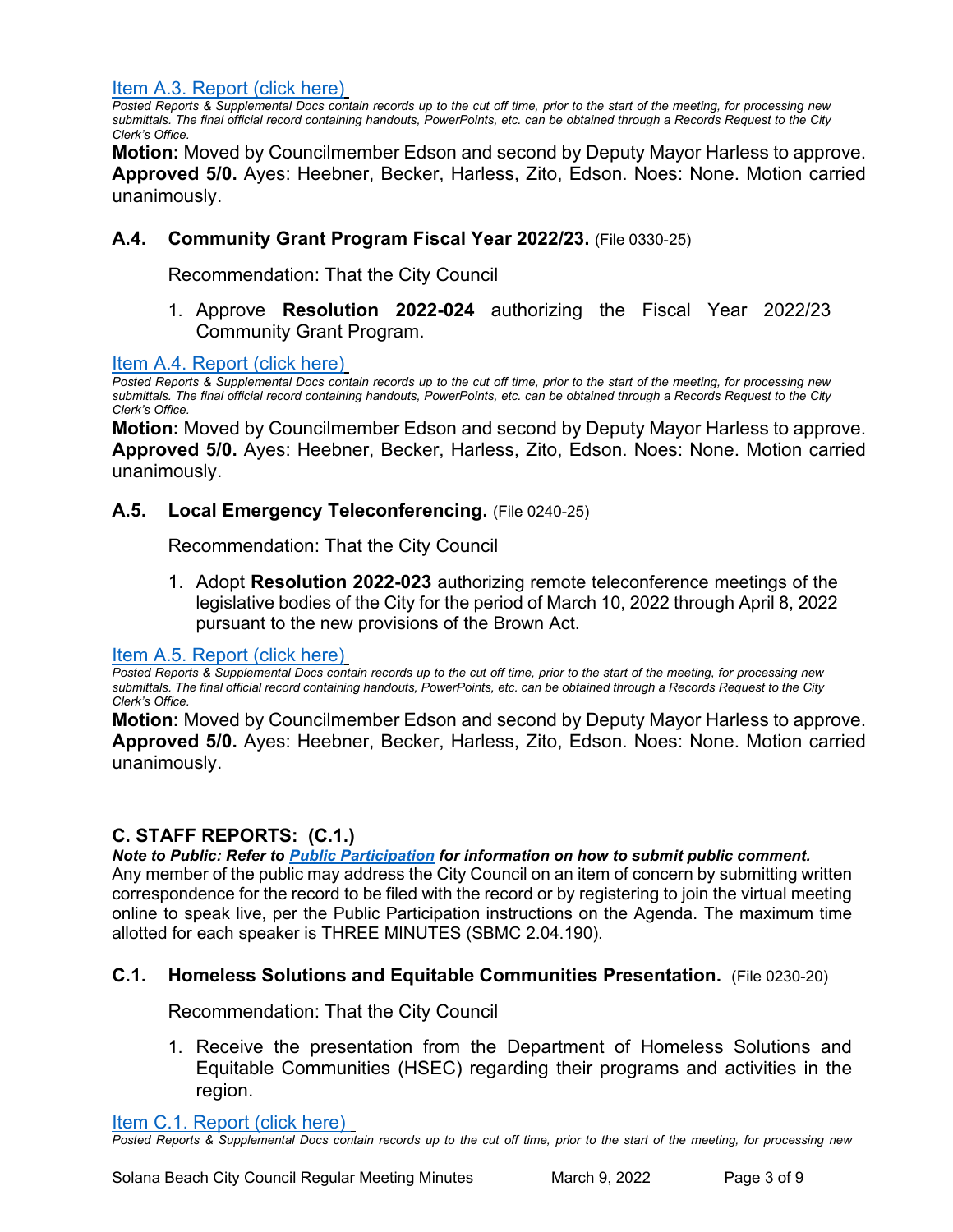[Item A.3. Report (click here)](#)

*Posted Reports & Supplemental Docs contain records up to the cut off time, prior to the start of the meeting, for processing new submittals. The final official record containing handouts, PowerPoints, etc. can be obtained through a Records Request to the City Clerk's Office.*

**Motion:** Moved by Councilmember Edson and second by Deputy Mayor Harless to approve. **Approved 5/0.** Ayes: Heebner, Becker, Harless, Zito, Edson. Noes: None. Motion carried unanimously.

### A.4. Community Grant Program Fiscal Year 2022/23. (File 0330-25)

Recommendation: That the City Council

1. Approve **Resolution 2022-024** authorizing the Fiscal Year 2022/23 Community Grant Program.

[Item A.4. Report (click here)](#)

*Posted Reports & Supplemental Docs contain records up to the cut off time, prior to the start of the meeting, for processing new submittals. The final official record containing handouts, PowerPoints, etc. can be obtained through a Records Request to the City Clerk's Office.*

**Motion:** Moved by Councilmember Edson and second by Deputy Mayor Harless to approve. **Approved 5/0.** Ayes: Heebner, Becker, Harless, Zito, Edson. Noes: None. Motion carried unanimously.

### A.5. Local Emergency Teleconferencing. (File 0240-25)

Recommendation: That the City Council

1. Adopt **Resolution 2022-023** authorizing remote teleconference meetings of the legislative bodies of the City for the period of March 10, 2022 through April 8, 2022 pursuant to the new provisions of the Brown Act.

[Item A.5. Report (click here)](#)

*Posted Reports & Supplemental Docs contain records up to the cut off time, prior to the start of the meeting, for processing new submittals. The final official record containing handouts, PowerPoints, etc. can be obtained through a Records Request to the City Clerk's Office.*

**Motion:** Moved by Councilmember Edson and second by Deputy Mayor Harless to approve. **Approved 5/0.** Ayes: Heebner, Becker, Harless, Zito, Edson. Noes: None. Motion carried unanimously.

## C. STAFF REPORTS: (C.1.)

***Note to Public: Refer to [Public Participation](#) for information on how to submit public comment.***

Any member of the public may address the City Council on an item of concern by submitting written correspondence for the record to be filed with the record or by registering to join the virtual meeting online to speak live, per the Public Participation instructions on the Agenda. The maximum time allotted for each speaker is THREE MINUTES (SBMC 2.04.190).

### C.1. Homeless Solutions and Equitable Communities Presentation. (File 0230-20)

Recommendation: That the City Council

1. Receive the presentation from the Department of Homeless Solutions and Equitable Communities (HSEC) regarding their programs and activities in the region.

[Item C.1. Report (click here)](#)

*Posted Reports & Supplemental Docs contain records up to the cut off time, prior to the start of the meeting, for processing new*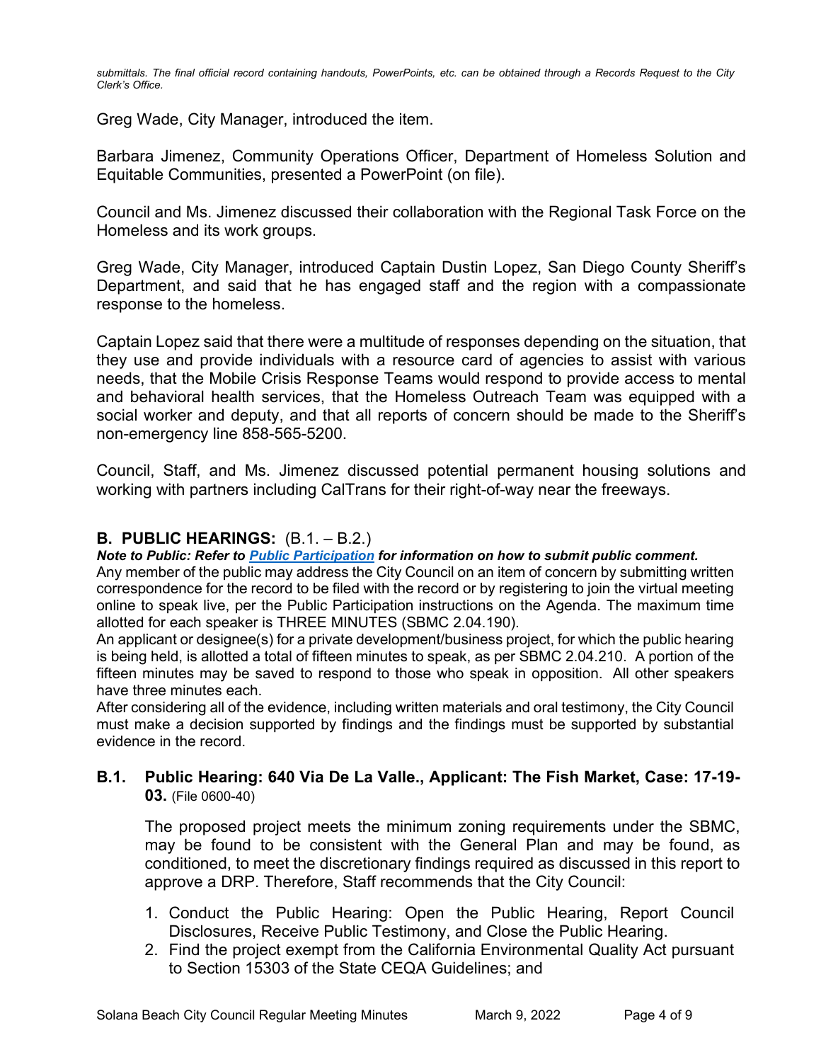*submittals. The final official record containing handouts, PowerPoints, etc. can be obtained through a Records Request to the City Clerk's Office.*

Greg Wade, City Manager, introduced the item.

Barbara Jimenez, Community Operations Officer, Department of Homeless Solution and Equitable Communities, presented a PowerPoint (on file).

Council and Ms. Jimenez discussed their collaboration with the Regional Task Force on the Homeless and its work groups.

Greg Wade, City Manager, introduced Captain Dustin Lopez, San Diego County Sheriff's Department, and said that he has engaged staff and the region with a compassionate response to the homeless.

Captain Lopez said that there were a multitude of responses depending on the situation, that they use and provide individuals with a resource card of agencies to assist with various needs, that the Mobile Crisis Response Teams would respond to provide access to mental and behavioral health services, that the Homeless Outreach Team was equipped with a social worker and deputy, and that all reports of concern should be made to the Sheriff's non-emergency line 858-565-5200.

Council, Staff, and Ms. Jimenez discussed potential permanent housing solutions and working with partners including CalTrans for their right-of-way near the freeways.

## B. PUBLIC HEARINGS: (B.1. – B.2.)

***Note to Public: Refer to Public Participation for information on how to submit public comment.***

Any member of the public may address the City Council on an item of concern by submitting written correspondence for the record to be filed with the record or by registering to join the virtual meeting online to speak live, per the Public Participation instructions on the Agenda. The maximum time allotted for each speaker is THREE MINUTES (SBMC 2.04.190).

An applicant or designee(s) for a private development/business project, for which the public hearing is being held, is allotted a total of fifteen minutes to speak, as per SBMC 2.04.210. A portion of the fifteen minutes may be saved to respond to those who speak in opposition. All other speakers have three minutes each.

After considering all of the evidence, including written materials and oral testimony, the City Council must make a decision supported by findings and the findings must be supported by substantial evidence in the record.

### B.1. Public Hearing: 640 Via De La Valle., Applicant: The Fish Market, Case: 17-19-03. (File 0600-40)

The proposed project meets the minimum zoning requirements under the SBMC, may be found to be consistent with the General Plan and may be found, as conditioned, to meet the discretionary findings required as discussed in this report to approve a DRP. Therefore, Staff recommends that the City Council:

1. Conduct the Public Hearing: Open the Public Hearing, Report Council Disclosures, Receive Public Testimony, and Close the Public Hearing.
2. Find the project exempt from the California Environmental Quality Act pursuant to Section 15303 of the State CEQA Guidelines; and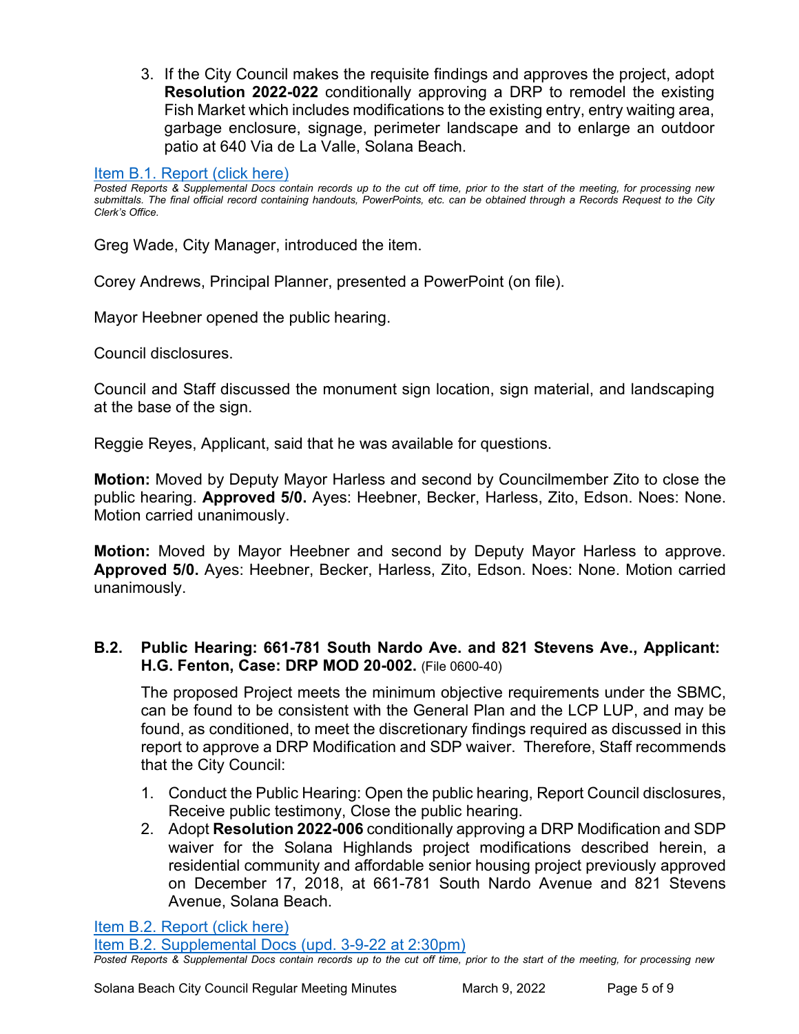3. If the City Council makes the requisite findings and approves the project, adopt **Resolution 2022-022** conditionally approving a DRP to remodel the existing Fish Market which includes modifications to the existing entry, entry waiting area, garbage enclosure, signage, perimeter landscape and to enlarge an outdoor patio at 640 Via de La Valle, Solana Beach.

Item B.1. Report (click here)

*Posted Reports & Supplemental Docs contain records up to the cut off time, prior to the start of the meeting, for processing new submittals. The final official record containing handouts, PowerPoints, etc. can be obtained through a Records Request to the City Clerk's Office.*

Greg Wade, City Manager, introduced the item.

Corey Andrews, Principal Planner, presented a PowerPoint (on file).

Mayor Heebner opened the public hearing.

Council disclosures.

Council and Staff discussed the monument sign location, sign material, and landscaping at the base of the sign.

Reggie Reyes, Applicant, said that he was available for questions.

**Motion:** Moved by Deputy Mayor Harless and second by Councilmember Zito to close the public hearing. **Approved 5/0.** Ayes: Heebner, Becker, Harless, Zito, Edson. Noes: None. Motion carried unanimously.

**Motion:** Moved by Mayor Heebner and second by Deputy Mayor Harless to approve. **Approved 5/0.** Ayes: Heebner, Becker, Harless, Zito, Edson. Noes: None. Motion carried unanimously.

### B.2. Public Hearing: 661-781 South Nardo Ave. and 821 Stevens Ave., Applicant: H.G. Fenton, Case: DRP MOD 20-002. (File 0600-40)

The proposed Project meets the minimum objective requirements under the SBMC, can be found to be consistent with the General Plan and the LCP LUP, and may be found, as conditioned, to meet the discretionary findings required as discussed in this report to approve a DRP Modification and SDP waiver. Therefore, Staff recommends that the City Council:

1. Conduct the Public Hearing: Open the public hearing, Report Council disclosures, Receive public testimony, Close the public hearing.
2. Adopt **Resolution 2022-006** conditionally approving a DRP Modification and SDP waiver for the Solana Highlands project modifications described herein, a residential community and affordable senior housing project previously approved on December 17, 2018, at 661-781 South Nardo Avenue and 821 Stevens Avenue, Solana Beach.

Item B.2. Report (click here)

Item B.2. Supplemental Docs (upd. 3-9-22 at 2:30pm)

*Posted Reports & Supplemental Docs contain records up to the cut off time, prior to the start of the meeting, for processing new*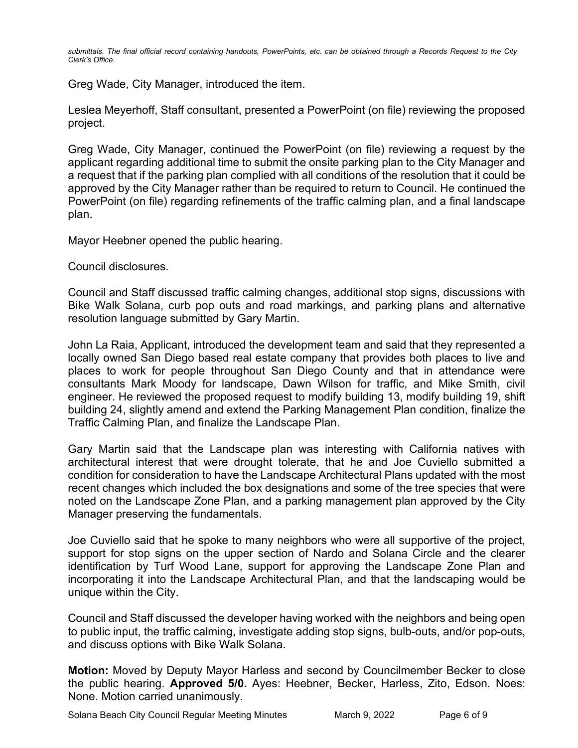*submittals. The final official record containing handouts, PowerPoints, etc. can be obtained through a Records Request to the City Clerk's Office.*

Greg Wade, City Manager, introduced the item.

Leslea Meyerhoff, Staff consultant, presented a PowerPoint (on file) reviewing the proposed project.

Greg Wade, City Manager, continued the PowerPoint (on file) reviewing a request by the applicant regarding additional time to submit the onsite parking plan to the City Manager and a request that if the parking plan complied with all conditions of the resolution that it could be approved by the City Manager rather than be required to return to Council. He continued the PowerPoint (on file) regarding refinements of the traffic calming plan, and a final landscape plan.

Mayor Heebner opened the public hearing.

Council disclosures.

Council and Staff discussed traffic calming changes, additional stop signs, discussions with Bike Walk Solana, curb pop outs and road markings, and parking plans and alternative resolution language submitted by Gary Martin.

John La Raia, Applicant, introduced the development team and said that they represented a locally owned San Diego based real estate company that provides both places to live and places to work for people throughout San Diego County and that in attendance were consultants Mark Moody for landscape, Dawn Wilson for traffic, and Mike Smith, civil engineer. He reviewed the proposed request to modify building 13, modify building 19, shift building 24, slightly amend and extend the Parking Management Plan condition, finalize the Traffic Calming Plan, and finalize the Landscape Plan.

Gary Martin said that the Landscape plan was interesting with California natives with architectural interest that were drought tolerate, that he and Joe Cuviello submitted a condition for consideration to have the Landscape Architectural Plans updated with the most recent changes which included the box designations and some of the tree species that were noted on the Landscape Zone Plan, and a parking management plan approved by the City Manager preserving the fundamentals.

Joe Cuviello said that he spoke to many neighbors who were all supportive of the project, support for stop signs on the upper section of Nardo and Solana Circle and the clearer identification by Turf Wood Lane, support for approving the Landscape Zone Plan and incorporating it into the Landscape Architectural Plan, and that the landscaping would be unique within the City.

Council and Staff discussed the developer having worked with the neighbors and being open to public input, the traffic calming, investigate adding stop signs, bulb-outs, and/or pop-outs, and discuss options with Bike Walk Solana.

**Motion:** Moved by Deputy Mayor Harless and second by Councilmember Becker to close the public hearing. **Approved 5/0.** Ayes: Heebner, Becker, Harless, Zito, Edson. Noes: None. Motion carried unanimously.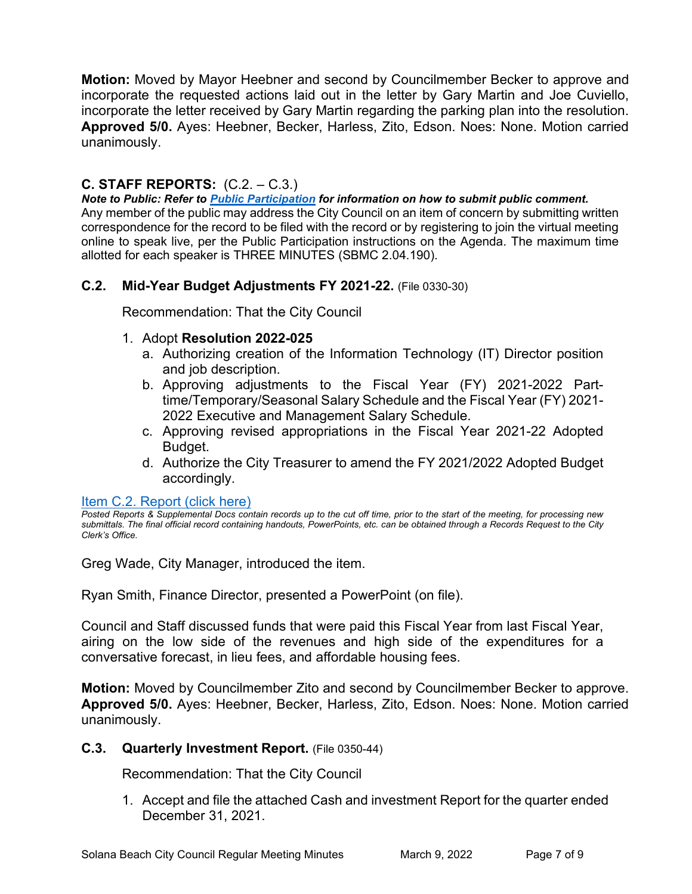**Motion:** Moved by Mayor Heebner and second by Councilmember Becker to approve and incorporate the requested actions laid out in the letter by Gary Martin and Joe Cuviello, incorporate the letter received by Gary Martin regarding the parking plan into the resolution. **Approved 5/0.** Ayes: Heebner, Becker, Harless, Zito, Edson. Noes: None. Motion carried unanimously.

## C. STAFF REPORTS: (C.2. – C.3.)

***Note to Public: Refer to [Public Participation]() for information on how to submit public comment.***
Any member of the public may address the City Council on an item of concern by submitting written correspondence for the record to be filed with the record or by registering to join the virtual meeting online to speak live, per the Public Participation instructions on the Agenda. The maximum time allotted for each speaker is THREE MINUTES (SBMC 2.04.190).

### C.2. Mid-Year Budget Adjustments FY 2021-22. (File 0330-30)

Recommendation: That the City Council

1. Adopt **Resolution 2022-025**
   a. Authorizing creation of the Information Technology (IT) Director position and job description.
   b. Approving adjustments to the Fiscal Year (FY) 2021-2022 Part-time/Temporary/Seasonal Salary Schedule and the Fiscal Year (FY) 2021-2022 Executive and Management Salary Schedule.
   c. Approving revised appropriations in the Fiscal Year 2021-22 Adopted Budget.
   d. Authorize the City Treasurer to amend the FY 2021/2022 Adopted Budget accordingly.

[Item C.2. Report (click here)]()

*Posted Reports & Supplemental Docs contain records up to the cut off time, prior to the start of the meeting, for processing new submittals. The final official record containing handouts, PowerPoints, etc. can be obtained through a Records Request to the City Clerk's Office.*

Greg Wade, City Manager, introduced the item.

Ryan Smith, Finance Director, presented a PowerPoint (on file).

Council and Staff discussed funds that were paid this Fiscal Year from last Fiscal Year, airing on the low side of the revenues and high side of the expenditures for a conversative forecast, in lieu fees, and affordable housing fees.

**Motion:** Moved by Councilmember Zito and second by Councilmember Becker to approve. **Approved 5/0.** Ayes: Heebner, Becker, Harless, Zito, Edson. Noes: None. Motion carried unanimously.

### C.3. Quarterly Investment Report. (File 0350-44)

Recommendation: That the City Council

1. Accept and file the attached Cash and investment Report for the quarter ended December 31, 2021.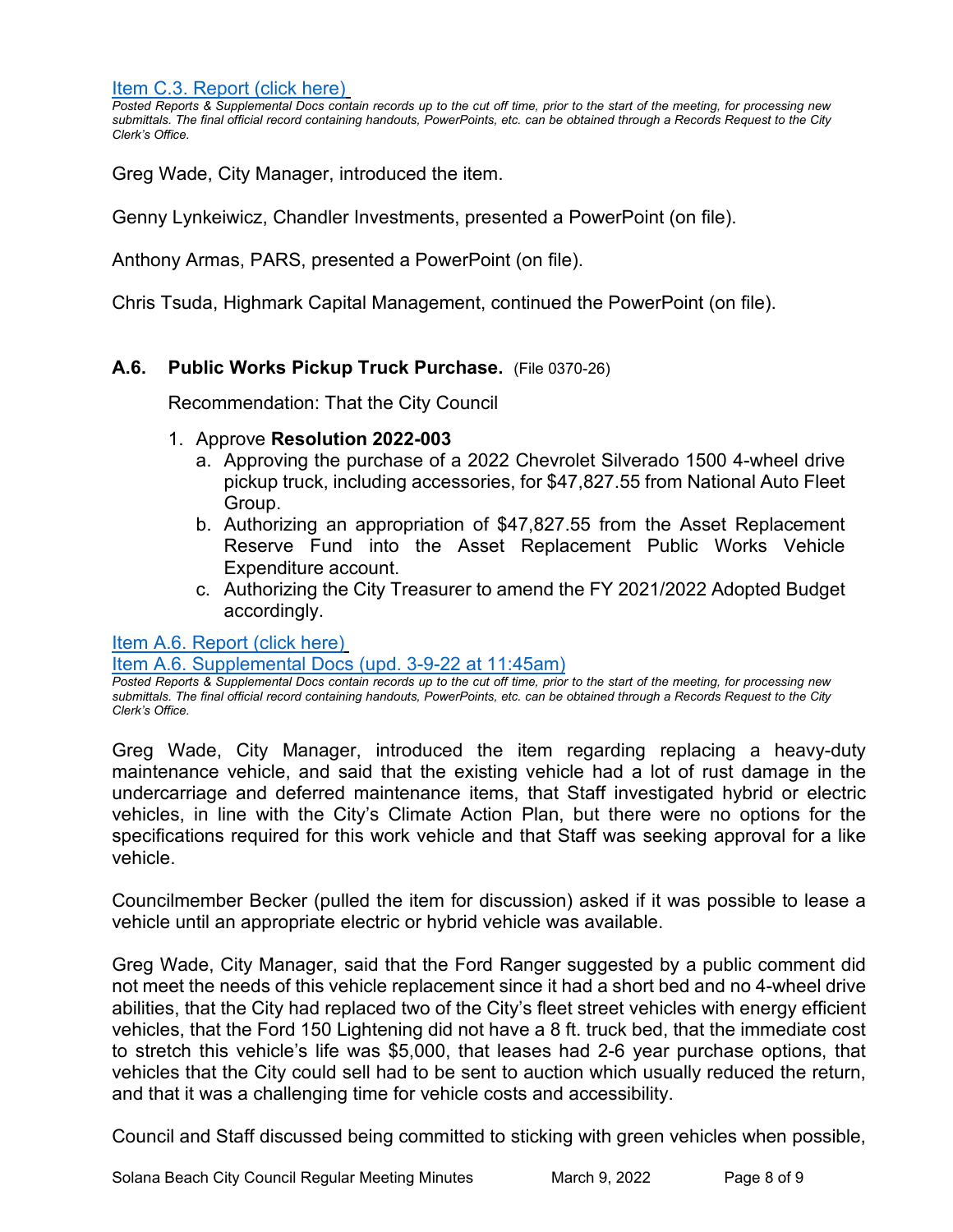[Item C.3. Report (click here)]

*Posted Reports & Supplemental Docs contain records up to the cut off time, prior to the start of the meeting, for processing new submittals. The final official record containing handouts, PowerPoints, etc. can be obtained through a Records Request to the City Clerk's Office.*

Greg Wade, City Manager, introduced the item.

Genny Lynkeiwicz, Chandler Investments, presented a PowerPoint (on file).

Anthony Armas, PARS, presented a PowerPoint (on file).

Chris Tsuda, Highmark Capital Management, continued the PowerPoint (on file).

### A.6. Public Works Pickup Truck Purchase. (File 0370-26)

Recommendation: That the City Council

1. Approve **Resolution 2022-003**
   a. Approving the purchase of a 2022 Chevrolet Silverado 1500 4-wheel drive pickup truck, including accessories, for $47,827.55 from National Auto Fleet Group.
   b. Authorizing an appropriation of $47,827.55 from the Asset Replacement Reserve Fund into the Asset Replacement Public Works Vehicle Expenditure account.
   c. Authorizing the City Treasurer to amend the FY 2021/2022 Adopted Budget accordingly.

[Item A.6. Report (click here)]
[Item A.6. Supplemental Docs (upd. 3-9-22 at 11:45am)]

*Posted Reports & Supplemental Docs contain records up to the cut off time, prior to the start of the meeting, for processing new submittals. The final official record containing handouts, PowerPoints, etc. can be obtained through a Records Request to the City Clerk's Office.*

Greg Wade, City Manager, introduced the item regarding replacing a heavy-duty maintenance vehicle, and said that the existing vehicle had a lot of rust damage in the undercarriage and deferred maintenance items, that Staff investigated hybrid or electric vehicles, in line with the City's Climate Action Plan, but there were no options for the specifications required for this work vehicle and that Staff was seeking approval for a like vehicle.

Councilmember Becker (pulled the item for discussion) asked if it was possible to lease a vehicle until an appropriate electric or hybrid vehicle was available.

Greg Wade, City Manager, said that the Ford Ranger suggested by a public comment did not meet the needs of this vehicle replacement since it had a short bed and no 4-wheel drive abilities, that the City had replaced two of the City's fleet street vehicles with energy efficient vehicles, that the Ford 150 Lightening did not have a 8 ft. truck bed, that the immediate cost to stretch this vehicle's life was $5,000, that leases had 2-6 year purchase options, that vehicles that the City could sell had to be sent to auction which usually reduced the return, and that it was a challenging time for vehicle costs and accessibility.

Council and Staff discussed being committed to sticking with green vehicles when possible,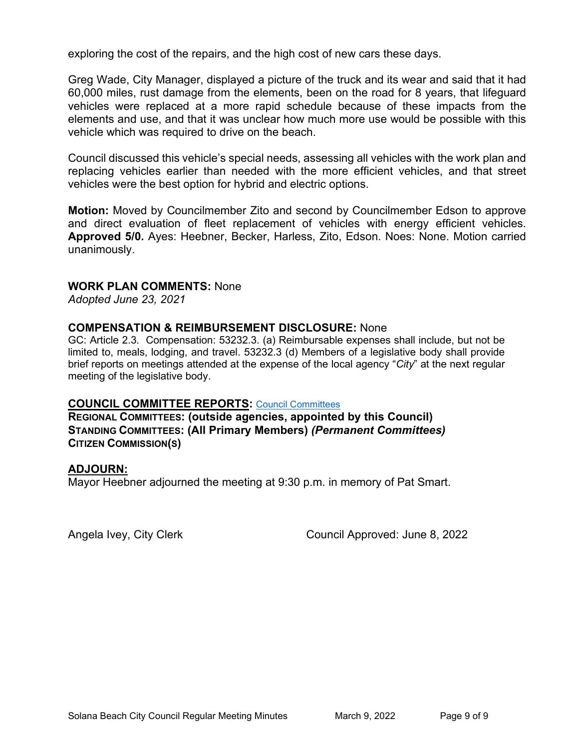exploring the cost of the repairs, and the high cost of new cars these days.

Greg Wade, City Manager, displayed a picture of the truck and its wear and said that it had 60,000 miles, rust damage from the elements, been on the road for 8 years, that lifeguard vehicles were replaced at a more rapid schedule because of these impacts from the elements and use, and that it was unclear how much more use would be possible with this vehicle which was required to drive on the beach.

Council discussed this vehicle's special needs, assessing all vehicles with the work plan and replacing vehicles earlier than needed with the more efficient vehicles, and that street vehicles were the best option for hybrid and electric options.

**Motion:** Moved by Councilmember Zito and second by Councilmember Edson to approve and direct evaluation of fleet replacement of vehicles with energy efficient vehicles. **Approved 5/0.** Ayes: Heebner, Becker, Harless, Zito, Edson. Noes: None. Motion carried unanimously.

## WORK PLAN COMMENTS: None

*Adopted June 23, 2021*

## COMPENSATION & REIMBURSEMENT DISCLOSURE: None

GC: Article 2.3. Compensation: 53232.3. (a) Reimbursable expenses shall include, but not be limited to, meals, lodging, and travel. 53232.3 (d) Members of a legislative body shall provide brief reports on meetings attended at the expense of the local agency "*City*" at the next regular meeting of the legislative body.

## COUNCIL COMMITTEE REPORTS: Council Committees

**REGIONAL COMMITTEES: (outside agencies, appointed by this Council)**
**STANDING COMMITTEES: (All Primary Members)** ***(Permanent Committees)***
**CITIZEN COMMISSION(S)**

## ADJOURN:

Mayor Heebner adjourned the meeting at 9:30 p.m. in memory of Pat Smart.

Angela Ivey, City Clerk

Council Approved: June 8, 2022